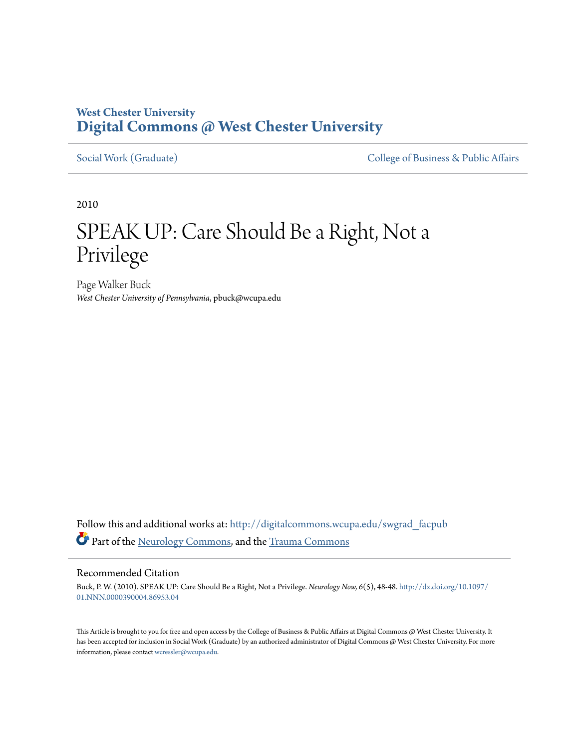**West Chester University**
**Digital Commons @ West Chester University**

Social Work (Graduate) — College of Business & Public Affairs

2010

# SPEAK UP: Care Should Be a Right, Not a Privilege

Page Walker Buck
*West Chester University of Pennsylvania*, pbuck@wcupa.edu

Follow this and additional works at: http://digitalcommons.wcupa.edu/swgrad_facpub

Part of the Neurology Commons, and the Trauma Commons

## Recommended Citation

Buck, P. W. (2010). SPEAK UP: Care Should Be a Right, Not a Privilege. *Neurology Now, 6*(5), 48-48. http://dx.doi.org/10.1097/01.NNN.0000390004.86953.04

This Article is brought to you for free and open access by the College of Business & Public Affairs at Digital Commons @ West Chester University. It has been accepted for inclusion in Social Work (Graduate) by an authorized administrator of Digital Commons @ West Chester University. For more information, please contact wcressler@wcupa.edu.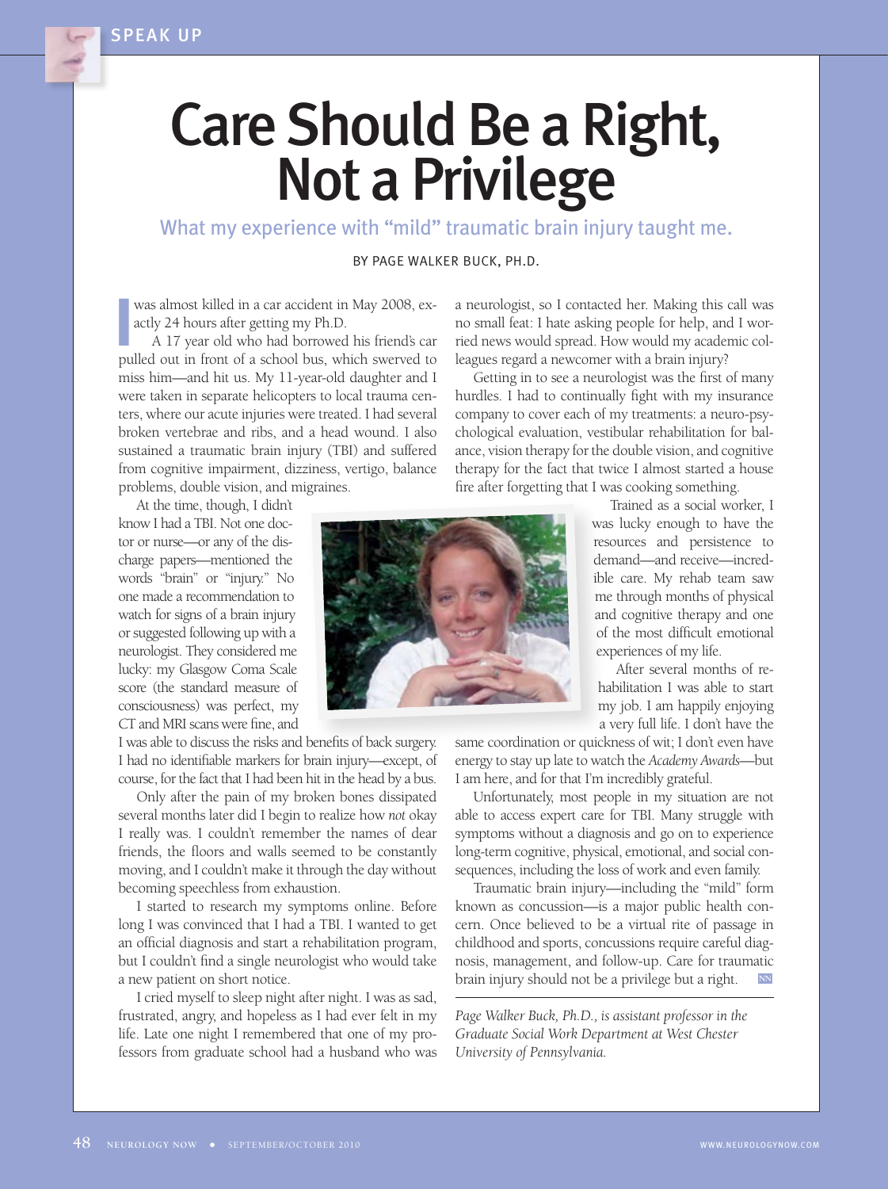SPEAK UP

# Care Should Be a Right, Not a Privilege

## What my experience with "mild" traumatic brain injury taught me.

BY PAGE WALKER BUCK, PH.D.

I was almost killed in a car accident in May 2008, exactly 24 hours after getting my Ph.D.

A 17 year old who had borrowed his friend's car pulled out in front of a school bus, which swerved to miss him—and hit us. My 11-year-old daughter and I were taken in separate helicopters to local trauma centers, where our acute injuries were treated. I had several broken vertebrae and ribs, and a head wound. I also sustained a traumatic brain injury (TBI) and suffered from cognitive impairment, dizziness, vertigo, balance problems, double vision, and migraines.

At the time, though, I didn't know I had a TBI. Not one doctor or nurse—or any of the discharge papers—mentioned the words "brain" or "injury." No one made a recommendation to watch for signs of a brain injury or suggested following up with a neurologist. They considered me lucky: my Glasgow Coma Scale score (the standard measure of consciousness) was perfect, my CT and MRI scans were fine, and I was able to discuss the risks and benefits of back surgery. I had no identifiable markers for brain injury—except, of course, for the fact that I had been hit in the head by a bus.

Only after the pain of my broken bones dissipated several months later did I begin to realize how *not* okay I really was. I couldn't remember the names of dear friends, the floors and walls seemed to be constantly moving, and I couldn't make it through the day without becoming speechless from exhaustion.

I started to research my symptoms online. Before long I was convinced that I had a TBI. I wanted to get an official diagnosis and start a rehabilitation program, but I couldn't find a single neurologist who would take a new patient on short notice.

I cried myself to sleep night after night. I was as sad, frustrated, angry, and hopeless as I had ever felt in my life. Late one night I remembered that one of my professors from graduate school had a husband who was a neurologist, so I contacted her. Making this call was no small feat: I hate asking people for help, and I worried news would spread. How would my academic colleagues regard a newcomer with a brain injury?

Getting in to see a neurologist was the first of many hurdles. I had to continually fight with my insurance company to cover each of my treatments: a neuro-psychological evaluation, vestibular rehabilitation for balance, vision therapy for the double vision, and cognitive therapy for the fact that twice I almost started a house fire after forgetting that I was cooking something.

Trained as a social worker, I was lucky enough to have the resources and persistence to demand—and receive—incredible care. My rehab team saw me through months of physical and cognitive therapy and one of the most difficult emotional experiences of my life.

After several months of rehabilitation I was able to start my job. I am happily enjoying a very full life. I don't have the same coordination or quickness of wit; I don't even have energy to stay up late to watch the *Academy Awards*—but I am here, and for that I'm incredibly grateful.

Unfortunately, most people in my situation are not able to access expert care for TBI. Many struggle with symptoms without a diagnosis and go on to experience long-term cognitive, physical, emotional, and social consequences, including the loss of work and even family.

Traumatic brain injury—including the "mild" form known as concussion—is a major public health concern. Once believed to be a virtual rite of passage in childhood and sports, concussions require careful diagnosis, management, and follow-up. Care for traumatic brain injury should not be a privilege but a right.

*Page Walker Buck, Ph.D., is assistant professor in the Graduate Social Work Department at West Chester University of Pennsylvania.*